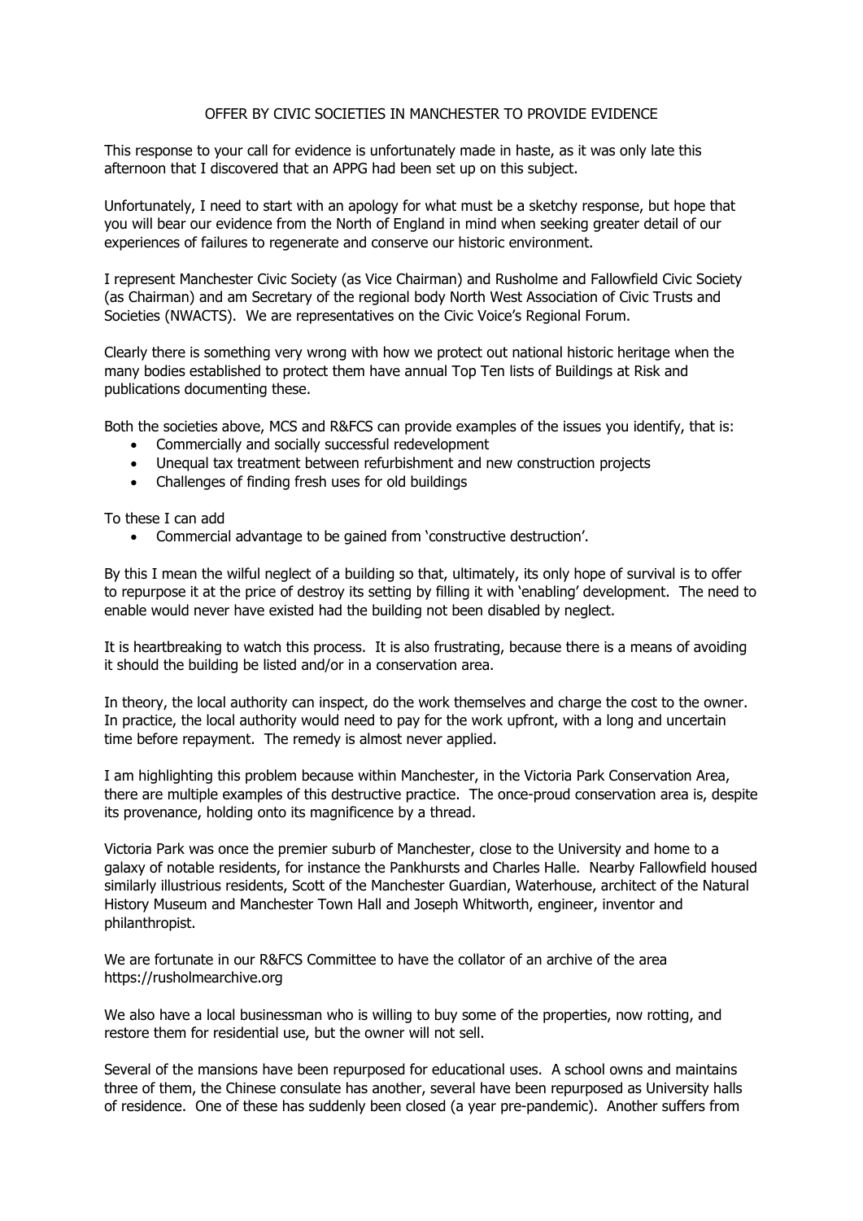# OFFER BY CIVIC SOCIETIES IN MANCHESTER TO PROVIDE EVIDENCE

This response to your call for evidence is unfortunately made in haste, as it was only late this afternoon that I discovered that an APPG had been set up on this subject.

Unfortunately, I need to start with an apology for what must be a sketchy response, but hope that you will bear our evidence from the North of England in mind when seeking greater detail of our experiences of failures to regenerate and conserve our historic environment.

I represent Manchester Civic Society (as Vice Chairman) and Rusholme and Fallowfield Civic Society (as Chairman) and am Secretary of the regional body North West Association of Civic Trusts and Societies (NWACTS). We are representatives on the Civic Voice's Regional Forum.

Clearly there is something very wrong with how we protect out national historic heritage when the many bodies established to protect them have annual Top Ten lists of Buildings at Risk and publications documenting these.

Both the societies above, MCS and R&FCS can provide examples of the issues you identify, that is:

- Commercially and socially successful redevelopment
- Unequal tax treatment between refurbishment and new construction projects
- Challenges of finding fresh uses for old buildings

To these I can add

- Commercial advantage to be gained from 'constructive destruction'.

By this I mean the wilful neglect of a building so that, ultimately, its only hope of survival is to offer to repurpose it at the price of destroy its setting by filling it with 'enabling' development. The need to enable would never have existed had the building not been disabled by neglect.

It is heartbreaking to watch this process. It is also frustrating, because there is a means of avoiding it should the building be listed and/or in a conservation area.

In theory, the local authority can inspect, do the work themselves and charge the cost to the owner. In practice, the local authority would need to pay for the work upfront, with a long and uncertain time before repayment. The remedy is almost never applied.

I am highlighting this problem because within Manchester, in the Victoria Park Conservation Area, there are multiple examples of this destructive practice. The once-proud conservation area is, despite its provenance, holding onto its magnificence by a thread.

Victoria Park was once the premier suburb of Manchester, close to the University and home to a galaxy of notable residents, for instance the Pankhursts and Charles Halle. Nearby Fallowfield housed similarly illustrious residents, Scott of the Manchester Guardian, Waterhouse, architect of the Natural History Museum and Manchester Town Hall and Joseph Whitworth, engineer, inventor and philanthropist.

We are fortunate in our R&FCS Committee to have the collator of an archive of the area https://rusholmearchive.org

We also have a local businessman who is willing to buy some of the properties, now rotting, and restore them for residential use, but the owner will not sell.

Several of the mansions have been repurposed for educational uses. A school owns and maintains three of them, the Chinese consulate has another, several have been repurposed as University halls of residence. One of these has suddenly been closed (a year pre-pandemic). Another suffers from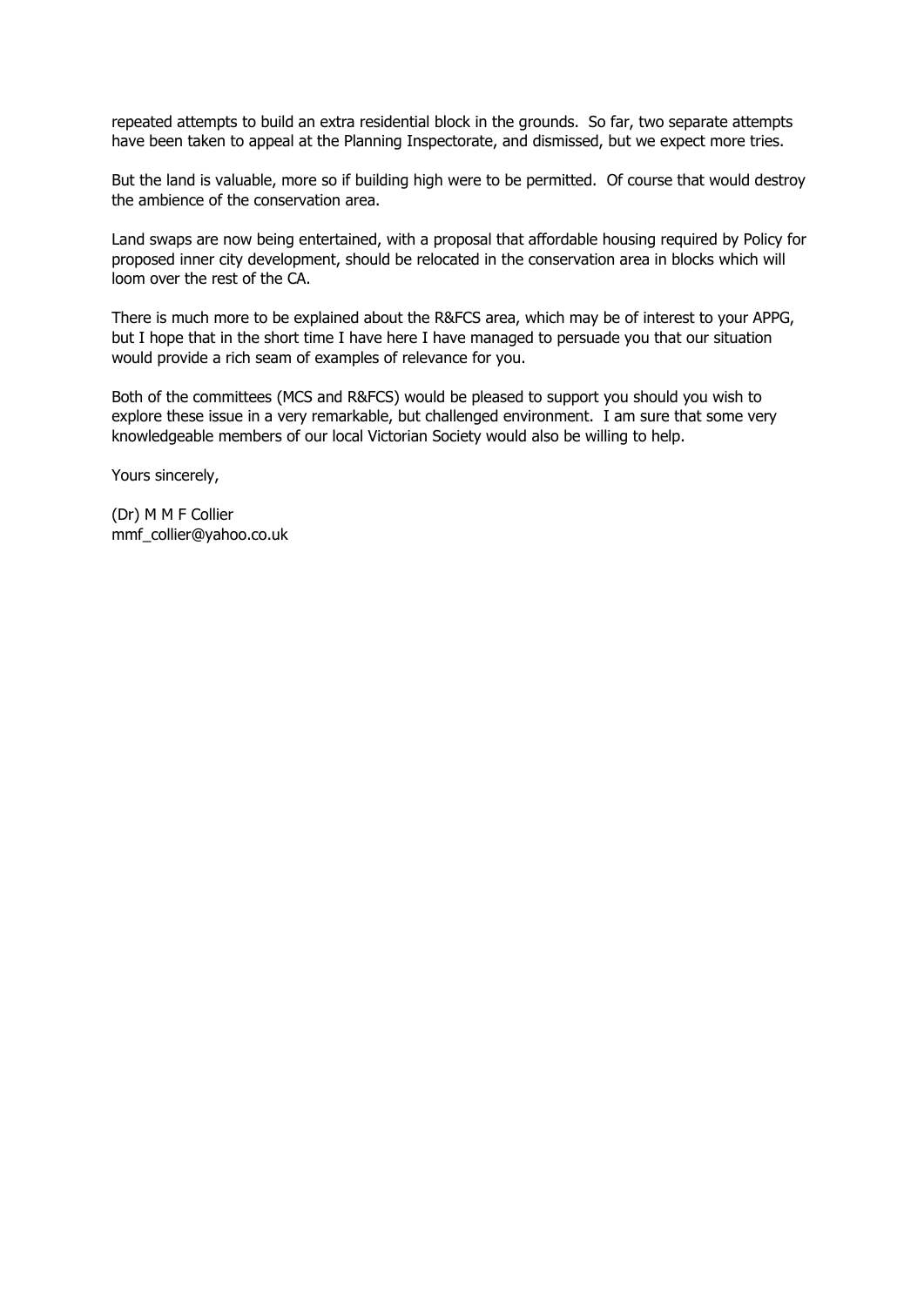repeated attempts to build an extra residential block in the grounds. So far, two separate attempts have been taken to appeal at the Planning Inspectorate, and dismissed, but we expect more tries.

But the land is valuable, more so if building high were to be permitted. Of course that would destroy the ambience of the conservation area.

Land swaps are now being entertained, with a proposal that affordable housing required by Policy for proposed inner city development, should be relocated in the conservation area in blocks which will loom over the rest of the CA.

There is much more to be explained about the R&FCS area, which may be of interest to your APPG, but I hope that in the short time I have here I have managed to persuade you that our situation would provide a rich seam of examples of relevance for you.

Both of the committees (MCS and R&FCS) would be pleased to support you should you wish to explore these issue in a very remarkable, but challenged environment. I am sure that some very knowledgeable members of our local Victorian Society would also be willing to help.

Yours sincerely,

(Dr) M M F Collier
mmf_collier@yahoo.co.uk